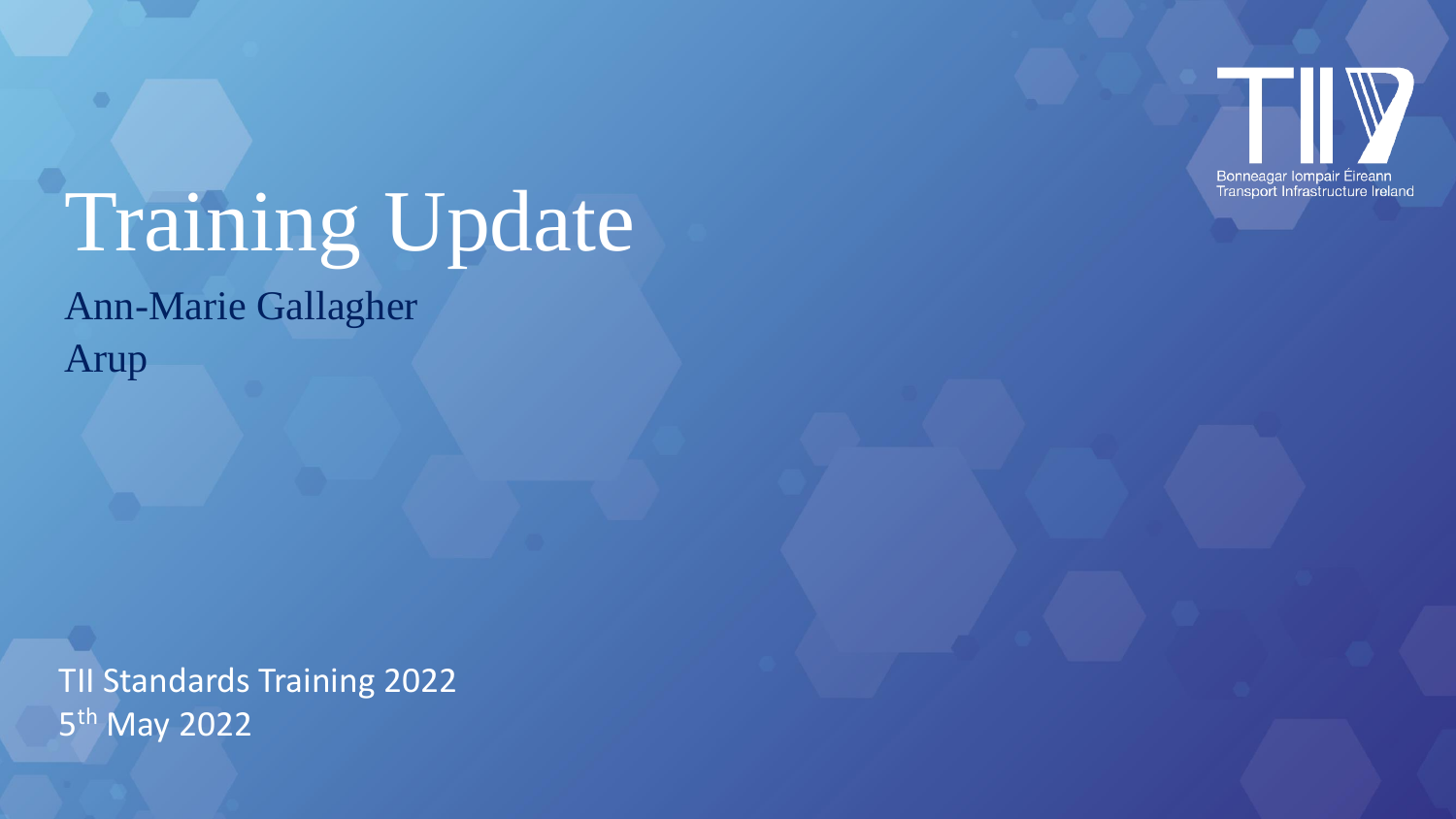# Training Update

Ann-Marie Gallagher

Arup

Bonneagar Iompair Éireann
Transport Infrastructure Ireland

TII Standards Training 2022

5th May 2022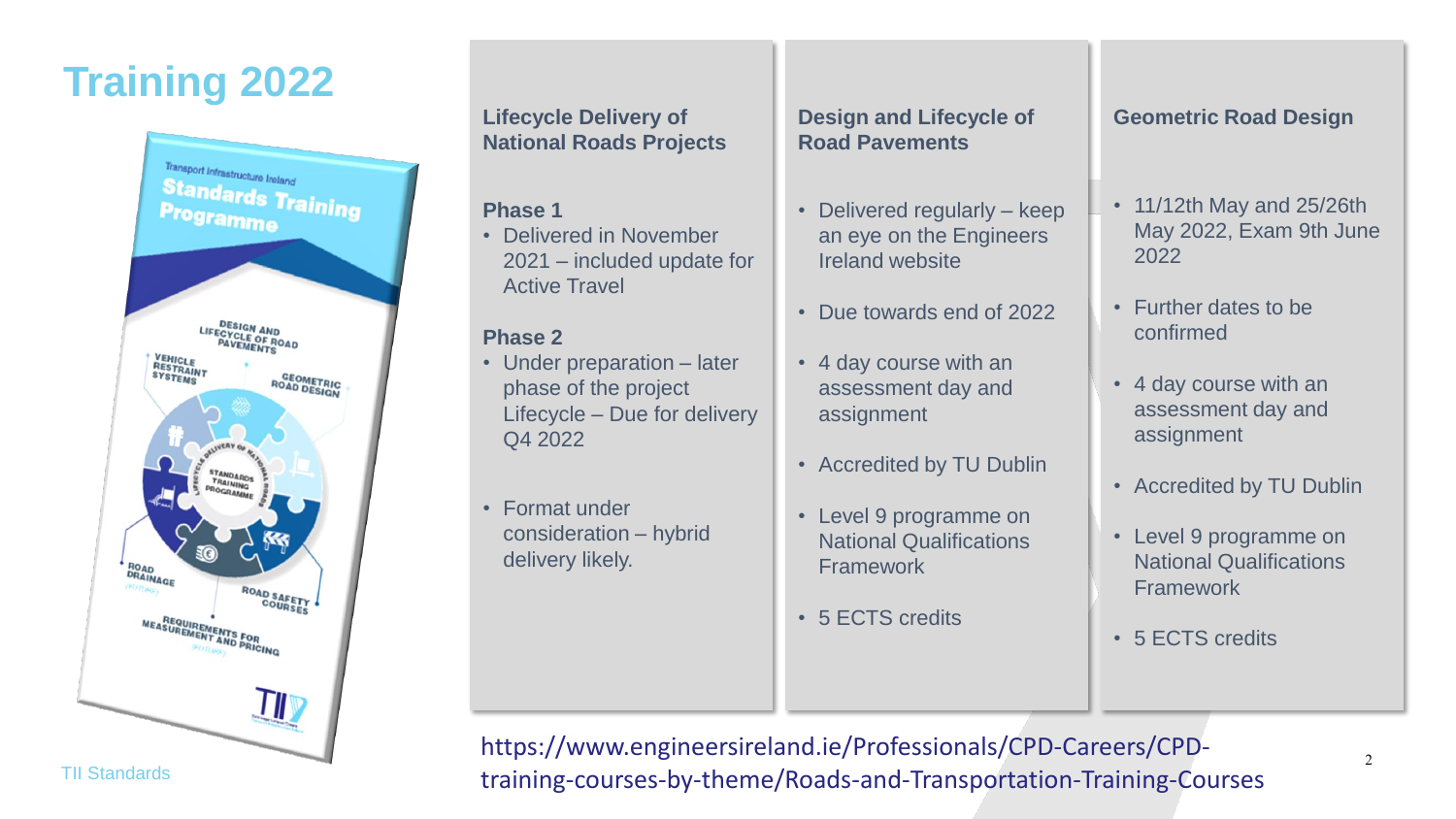# Training 2022

### Lifecycle Delivery of National Roads Projects

**Phase 1**

- Delivered in November 2021 – included update for Active Travel

**Phase 2**

- Under preparation – later phase of the project Lifecycle – Due for delivery Q4 2022
- Format under consideration – hybrid delivery likely.

### Design and Lifecycle of Road Pavements

- Delivered regularly – keep an eye on the Engineers Ireland website
- Due towards end of 2022
- 4 day course with an assessment day and assignment
- Accredited by TU Dublin
- Level 9 programme on National Qualifications Framework
- 5 ECTS credits

### Geometric Road Design

- 11/12th May and 25/26th May 2022, Exam 9th June 2022
- Further dates to be confirmed
- 4 day course with an assessment day and assignment
- Accredited by TU Dublin
- Level 9 programme on National Qualifications Framework
- 5 ECTS credits

https://www.engineersireland.ie/Professionals/CPD-Careers/CPD-training-courses-by-theme/Roads-and-Transportation-Training-Courses

TII Standards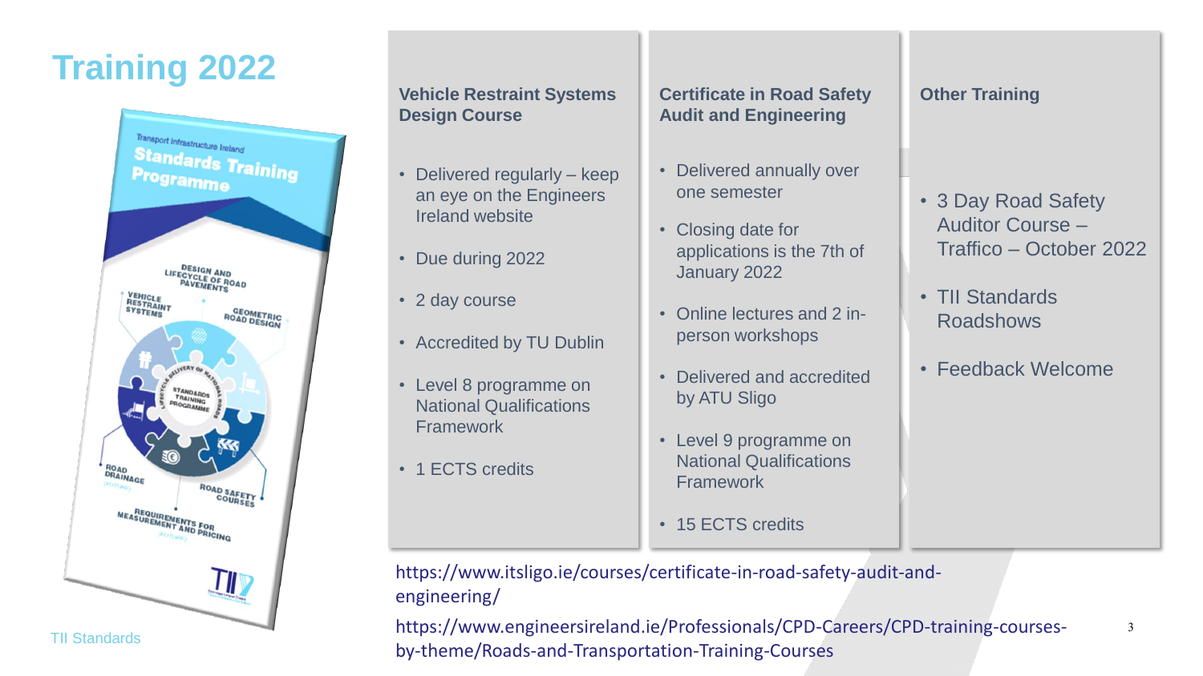# Training 2022

TII Standards

### Vehicle Restraint Systems Design Course

- Delivered regularly – keep an eye on the Engineers Ireland website
- Due during 2022
- 2 day course
- Accredited by TU Dublin
- Level 8 programme on National Qualifications Framework
- 1 ECTS credits

### Certificate in Road Safety Audit and Engineering

- Delivered annually over one semester
- Closing date for applications is the 7th of January 2022
- Online lectures and 2 in-person workshops
- Delivered and accredited by ATU Sligo
- Level 9 programme on National Qualifications Framework
- 15 ECTS credits

### Other Training

- 3 Day Road Safety Auditor Course – Traffico – October 2022
- TII Standards Roadshows
- Feedback Welcome

https://www.itsligo.ie/courses/certificate-in-road-safety-audit-and-engineering/

https://www.engineersireland.ie/Professionals/CPD-Careers/CPD-training-courses-by-theme/Roads-and-Transportation-Training-Courses